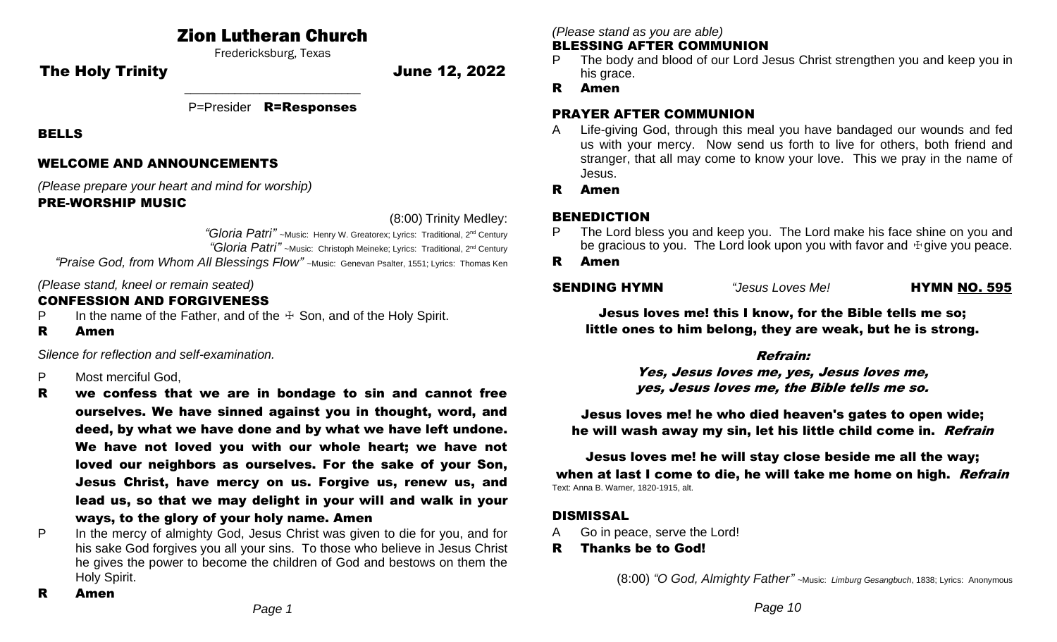# Zion Lutheran Church

Fredericksburg, Texas

## The Holy Trinity — June 12, 2022

P=Presider **R=Responses**

### BELLS

### WELCOME AND ANNOUNCEMENTS

*(Please prepare your heart and mind for worship)*

### PRE-WORSHIP MUSIC

(8:00) Trinity Medley:

*"Gloria Patri"* ~Music: Henry W. Greatorex; Lyrics: Traditional, 2nd Century

*"Gloria Patri"* ~Music: Christoph Meineke; Lyrics: Traditional, 2nd Century

*"Praise God, from Whom All Blessings Flow"* ~Music: Genevan Psalter, 1551; Lyrics: Thomas Ken

*(Please stand, kneel or remain seated)*

### CONFESSION AND FORGIVENESS

P In the name of the Father, and of the ☩ Son, and of the Holy Spirit.

**R Amen**

*Silence for reflection and self-examination.*

P Most merciful God,

**R we confess that we are in bondage to sin and cannot free ourselves. We have sinned against you in thought, word, and deed, by what we have done and by what we have left undone. We have not loved you with our whole heart; we have not loved our neighbors as ourselves. For the sake of your Son, Jesus Christ, have mercy on us. Forgive us, renew us, and lead us, so that we may delight in your will and walk in your ways, to the glory of your holy name. Amen**

P In the mercy of almighty God, Jesus Christ was given to die for you, and for his sake God forgives you all your sins. To those who believe in Jesus Christ he gives the power to become the children of God and bestows on them the Holy Spirit.

**R Amen**

*(Please stand as you are able)*

### BLESSING AFTER COMMUNION

P The body and blood of our Lord Jesus Christ strengthen you and keep you in his grace.

**R Amen**

### PRAYER AFTER COMMUNION

A Life-giving God, through this meal you have bandaged our wounds and fed us with your mercy. Now send us forth to live for others, both friend and stranger, that all may come to know your love. This we pray in the name of Jesus.

**R Amen**

### BENEDICTION

P The Lord bless you and keep you. The Lord make his face shine on you and be gracious to you. The Lord look upon you with favor and ☩ give you peace.

**R Amen**

### SENDING HYMN — *"Jesus Loves Me!* — HYMN NO. 595

**Jesus loves me! this I know, for the Bible tells me so;
little ones to him belong, they are weak, but he is strong.**

***Refrain:***
***Yes, Jesus loves me, yes, Jesus loves me,
yes, Jesus loves me, the Bible tells me so.***

**Jesus loves me! he who died heaven's gates to open wide;
he will wash away my sin, let his little child come in.** ***Refrain***

**Jesus loves me! he will stay close beside me all the way;
when at last I come to die, he will take me home on high.** ***Refrain***

Text: Anna B. Warner, 1820-1915, alt.

### DISMISSAL

A Go in peace, serve the Lord!

**R Thanks be to God!**

(8:00) *"O God, Almighty Father"* ~Music: *Limburg Gesangbuch*, 1838; Lyrics: Anonymous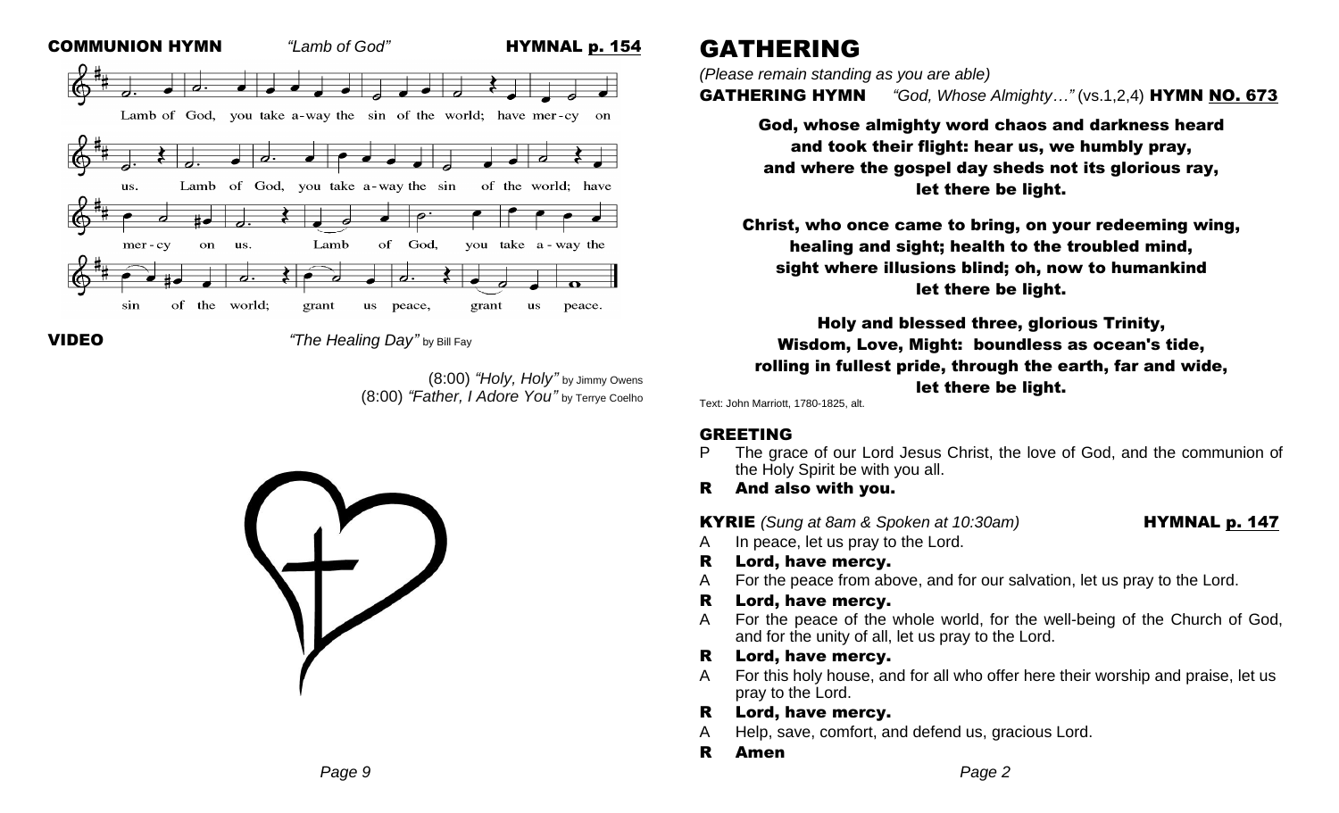**COMMUNION HYMN** *"Lamb of God"* **HYMNAL p. 154**

Lamb of God, you take a-way the sin of the world; have mer-cy on us. Lamb of God, you take a-way the sin of the world; have mer-cy on us. Lamb of God, you take a-way the sin of the world; grant us peace, grant us peace.

**VIDEO** *"The Healing Day"* by Bill Fay

(8:00) *"Holy, Holy"* by Jimmy Owens
(8:00) *"Father, I Adore You"* by Terrye Coelho

# GATHERING

*(Please remain standing as you are able)*

**GATHERING HYMN** *"God, Whose Almighty…"* (vs.1,2,4) **HYMN NO. 673**

**God, whose almighty word chaos and darkness heard**
**and took their flight: hear us, we humbly pray,**
**and where the gospel day sheds not its glorious ray,**
**let there be light.**

**Christ, who once came to bring, on your redeeming wing,**
**healing and sight; health to the troubled mind,**
**sight where illusions blind; oh, now to humankind**
**let there be light.**

**Holy and blessed three, glorious Trinity,**
**Wisdom, Love, Might: boundless as ocean's tide,**
**rolling in fullest pride, through the earth, far and wide,**
**let there be light.**

Text: John Marriott, 1780-1825, alt.

## GREETING

P The grace of our Lord Jesus Christ, the love of God, and the communion of the Holy Spirit be with you all.

**R And also with you.**

**KYRIE** *(Sung at 8am & Spoken at 10:30am)* **HYMNAL p. 147**

A In peace, let us pray to the Lord.

**R Lord, have mercy.**

A For the peace from above, and for our salvation, let us pray to the Lord.

**R Lord, have mercy.**

A For the peace of the whole world, for the well-being of the Church of God, and for the unity of all, let us pray to the Lord.

**R Lord, have mercy.**

A For this holy house, and for all who offer here their worship and praise, let us pray to the Lord.

**R Lord, have mercy.**

A Help, save, comfort, and defend us, gracious Lord.

**R Amen**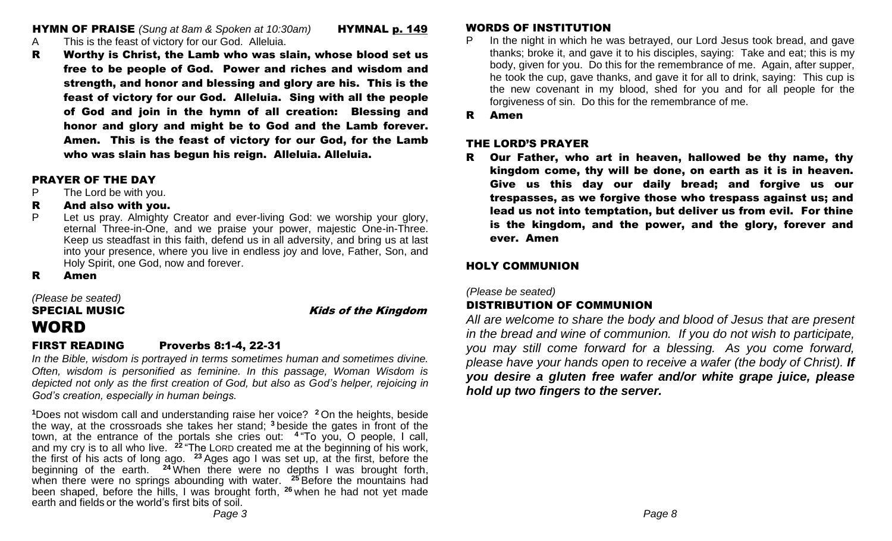### HYMN OF PRAISE *(Sung at 8am & Spoken at 10:30am)* HYMNAL p. 149

A This is the feast of victory for our God. Alleluia.

**R Worthy is Christ, the Lamb who was slain, whose blood set us free to be people of God. Power and riches and wisdom and strength, and honor and blessing and glory are his. This is the feast of victory for our God. Alleluia. Sing with all the people of God and join in the hymn of all creation: Blessing and honor and glory and might be to God and the Lamb forever. Amen. This is the feast of victory for our God, for the Lamb who was slain has begun his reign. Alleluia. Alleluia.**

### PRAYER OF THE DAY

P The Lord be with you.

**R And also with you.**

P Let us pray. Almighty Creator and ever-living God: we worship your glory, eternal Three-in-One, and we praise your power, majestic One-in-Three. Keep us steadfast in this faith, defend us in all adversity, and bring us at last into your presence, where you live in endless joy and love, Father, Son, and Holy Spirit, one God, now and forever.

**R Amen**

*(Please be seated)*

### SPECIAL MUSIC *Kids of the Kingdom*

## WORD

### FIRST READING Proverbs 8:1-4, 22-31

*In the Bible, wisdom is portrayed in terms sometimes human and sometimes divine. Often, wisdom is personified as feminine. In this passage, Woman Wisdom is depicted not only as the first creation of God, but also as God's helper, rejoicing in God's creation, especially in human beings.*

**1**Does not wisdom call and understanding raise her voice? **2** On the heights, beside the way, at the crossroads she takes her stand; **3** beside the gates in front of the town, at the entrance of the portals she cries out: **4** "To you, O people, I call, and my cry is to all who live. **22** "The LORD created me at the beginning of his work, the first of his acts of long ago. **23** Ages ago I was set up, at the first, before the beginning of the earth. **24** When there were no depths I was brought forth, when there were no springs abounding with water. **25** Before the mountains had been shaped, before the hills, I was brought forth, **26** when he had not yet made earth and fields or the world's first bits of soil.

### WORDS OF INSTITUTION

P In the night in which he was betrayed, our Lord Jesus took bread, and gave thanks; broke it, and gave it to his disciples, saying: Take and eat; this is my body, given for you. Do this for the remembrance of me. Again, after supper, he took the cup, gave thanks, and gave it for all to drink, saying: This cup is the new covenant in my blood, shed for you and for all people for the forgiveness of sin. Do this for the remembrance of me.

**R Amen**

### THE LORD'S PRAYER

**R Our Father, who art in heaven, hallowed be thy name, thy kingdom come, thy will be done, on earth as it is in heaven. Give us this day our daily bread; and forgive us our trespasses, as we forgive those who trespass against us; and lead us not into temptation, but deliver us from evil. For thine is the kingdom, and the power, and the glory, forever and ever. Amen**

### HOLY COMMUNION

*(Please be seated)*

### DISTRIBUTION OF COMMUNION

*All are welcome to share the body and blood of Jesus that are present in the bread and wine of communion. If you do not wish to participate, you may still come forward for a blessing. As you come forward, please have your hands open to receive a wafer (the body of Christ).* ***If you desire a gluten free wafer and/or white grape juice, please hold up two fingers to the server.***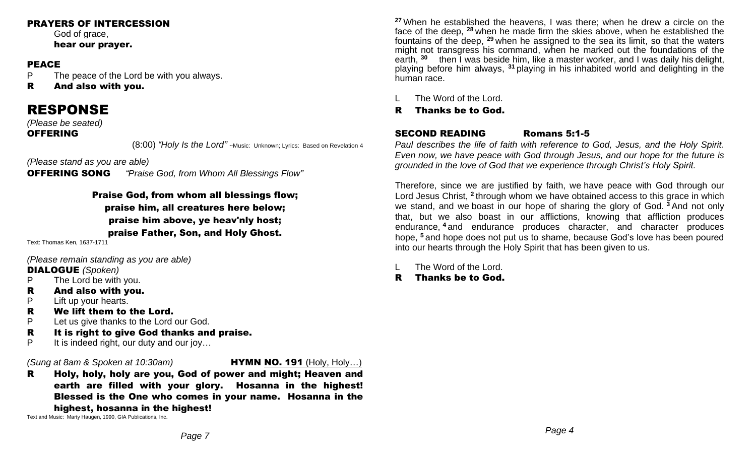**PRAYERS OF INTERCESSION**

God of grace,
**hear our prayer.**

**PEACE**

P The peace of the Lord be with you always.
**R And also with you.**

# RESPONSE

*(Please be seated)*
**OFFERING**

(8:00) *"Holy Is the Lord"* ~Music: Unknown; Lyrics: Based on Revelation 4

*(Please stand as you are able)*
**OFFERING SONG** *"Praise God, from Whom All Blessings Flow"*

**Praise God, from whom all blessings flow;**
**praise him, all creatures here below;**
**praise him above, ye heav'nly host;**
**praise Father, Son, and Holy Ghost.**

Text: Thomas Ken, 1637-1711

*(Please remain standing as you are able)*
**DIALOGUE** *(Spoken)*

P The Lord be with you.
**R And also with you.**
P Lift up your hearts.
**R We lift them to the Lord.**
P Let us give thanks to the Lord our God.
**R It is right to give God thanks and praise.**
P It is indeed right, our duty and our joy…

*(Sung at 8am & Spoken at 10:30am)* **HYMN NO. 191** (Holy, Holy…)

**R Holy, holy, holy are you, God of power and might; Heaven and earth are filled with your glory. Hosanna in the highest! Blessed is the One who comes in your name. Hosanna in the highest, hosanna in the highest!**

Text and Music: Marty Haugen, 1990, GIA Publications, Inc.

[27] When he established the heavens, I was there; when he drew a circle on the face of the deep, [28] when he made firm the skies above, when he established the fountains of the deep, [29] when he assigned to the sea its limit, so that the waters might not transgress his command, when he marked out the foundations of the earth, [30] then I was beside him, like a master worker, and I was daily his delight, playing before him always, [31] playing in his inhabited world and delighting in the human race.

L The Word of the Lord.
**R Thanks be to God.**

**SECOND READING Romans 5:1-5**

*Paul describes the life of faith with reference to God, Jesus, and the Holy Spirit. Even now, we have peace with God through Jesus, and our hope for the future is grounded in the love of God that we experience through Christ's Holy Spirit.*

Therefore, since we are justified by faith, we have peace with God through our Lord Jesus Christ, [2] through whom we have obtained access to this grace in which we stand, and we boast in our hope of sharing the glory of God. [3] And not only that, but we also boast in our afflictions, knowing that affliction produces endurance, [4] and endurance produces character, and character produces hope, [5] and hope does not put us to shame, because God's love has been poured into our hearts through the Holy Spirit that has been given to us.

L The Word of the Lord.
**R Thanks be to God.**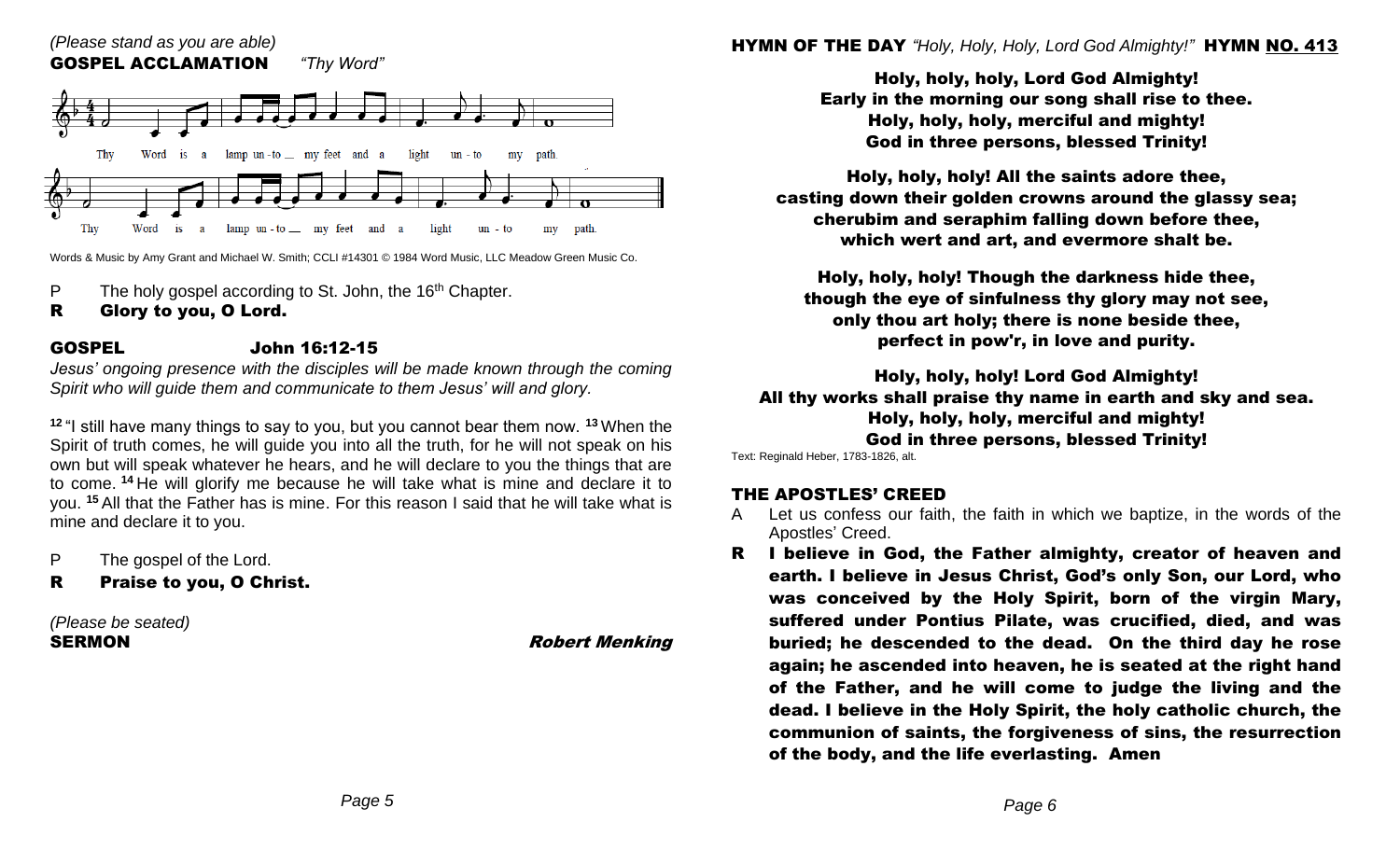*(Please stand as you are able)*

**GOSPEL ACCLAMATION** *"Thy Word"*

Thy Word is a lamp unto my feet and a light unto my path.

Thy Word is a lamp unto my feet and a light unto my path.

Words & Music by Amy Grant and Michael W. Smith; CCLI #14301 © 1984 Word Music, LLC Meadow Green Music Co.

P The holy gospel according to St. John, the 16th Chapter.

**R Glory to you, O Lord.**

**GOSPEL John 16:12-15**

*Jesus' ongoing presence with the disciples will be made known through the coming Spirit who will guide them and communicate to them Jesus' will and glory.*

[12] "I still have many things to say to you, but you cannot bear them now. [13] When the Spirit of truth comes, he will guide you into all the truth, for he will not speak on his own but will speak whatever he hears, and he will declare to you the things that are to come. [14] He will glorify me because he will take what is mine and declare it to you. [15] All that the Father has is mine. For this reason I said that he will take what is mine and declare it to you.

P The gospel of the Lord.

**R Praise to you, O Christ.**

*(Please be seated)*

**SERMON** ***Robert Menking***

**HYMN OF THE DAY** *"Holy, Holy, Holy, Lord God Almighty!"* **HYMN NO. 413**

**Holy, holy, holy, Lord God Almighty!**
**Early in the morning our song shall rise to thee.**
**Holy, holy, holy, merciful and mighty!**
**God in three persons, blessed Trinity!**

**Holy, holy, holy! All the saints adore thee,**
**casting down their golden crowns around the glassy sea;**
**cherubim and seraphim falling down before thee,**
**which wert and art, and evermore shalt be.**

**Holy, holy, holy! Though the darkness hide thee,**
**though the eye of sinfulness thy glory may not see,**
**only thou art holy; there is none beside thee,**
**perfect in pow'r, in love and purity.**

**Holy, holy, holy! Lord God Almighty!**
**All thy works shall praise thy name in earth and sky and sea.**
**Holy, holy, holy, merciful and mighty!**
**God in three persons, blessed Trinity!**

Text: Reginald Heber, 1783-1826, alt.

**THE APOSTLES' CREED**

A Let us confess our faith, the faith in which we baptize, in the words of the Apostles' Creed.

**R I believe in God, the Father almighty, creator of heaven and earth. I believe in Jesus Christ, God's only Son, our Lord, who was conceived by the Holy Spirit, born of the virgin Mary, suffered under Pontius Pilate, was crucified, died, and was buried; he descended to the dead. On the third day he rose again; he ascended into heaven, he is seated at the right hand of the Father, and he will come to judge the living and the dead. I believe in the Holy Spirit, the holy catholic church, the communion of saints, the forgiveness of sins, the resurrection of the body, and the life everlasting. Amen**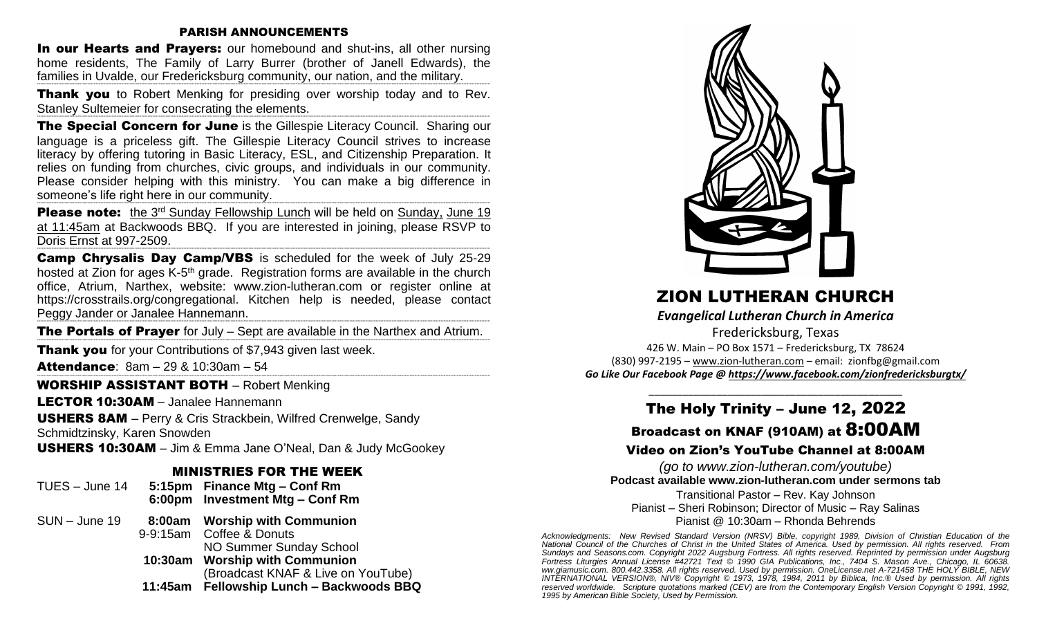## PARISH ANNOUNCEMENTS

**In our Hearts and Prayers:** our homebound and shut-ins, all other nursing home residents, The Family of Larry Burrer (brother of Janell Edwards), the families in Uvalde, our Fredericksburg community, our nation, and the military.

**Thank you** to Robert Menking for presiding over worship today and to Rev. Stanley Sultemeier for consecrating the elements.

**The Special Concern for June** is the Gillespie Literacy Council. Sharing our language is a priceless gift. The Gillespie Literacy Council strives to increase literacy by offering tutoring in Basic Literacy, ESL, and Citizenship Preparation. It relies on funding from churches, civic groups, and individuals in our community. Please consider helping with this ministry. You can make a big difference in someone's life right here in our community.

**Please note:** the 3rd Sunday Fellowship Lunch will be held on Sunday, June 19 at 11:45am at Backwoods BBQ. If you are interested in joining, please RSVP to Doris Ernst at 997-2509.

**Camp Chrysalis Day Camp/VBS** is scheduled for the week of July 25-29 hosted at Zion for ages K-5th grade. Registration forms are available in the church office, Atrium, Narthex, website: www.zion-lutheran.com or register online at https://crosstrails.org/congregational. Kitchen help is needed, please contact Peggy Jander or Janalee Hannemann.

**The Portals of Prayer** for July – Sept are available in the Narthex and Atrium.

**Thank you** for your Contributions of $7,943 given last week.

**Attendance**: 8am – 29 & 10:30am – 54

**WORSHIP ASSISTANT BOTH** – Robert Menking

**LECTOR 10:30AM** – Janalee Hannemann

**USHERS 8AM** – Perry & Cris Strackbein, Wilfred Crenwelge, Sandy Schmidtzinsky, Karen Snowden

**USHERS 10:30AM** – Jim & Emma Jane O'Neal, Dan & Judy McGookey

### MINISTRIES FOR THE WEEK

TUES – June 14
- **5:15pm Finance Mtg – Conf Rm**
- **6:00pm Investment Mtg – Conf Rm**

SUN – June 19
- **8:00am Worship with Communion**
- 9-9:15am Coffee & Donuts
- NO Summer Sunday School
- **10:30am Worship with Communion** (Broadcast KNAF & Live on YouTube)
- **11:45am Fellowship Lunch – Backwoods BBQ**

# ZION LUTHERAN CHURCH

***Evangelical Lutheran Church in America***

Fredericksburg, Texas

426 W. Main – PO Box 1571 – Fredericksburg, TX 78624

(830) 997-2195 – www.zion-lutheran.com – email: zionfbg@gmail.com

***Go Like Our Facebook Page @ https://www.facebook.com/zionfredericksburgtx/***

## The Holy Trinity – June 12, 2022

### Broadcast on KNAF (910AM) at 8:00AM

### Video on Zion's YouTube Channel at 8:00AM

*(go to www.zion-lutheran.com/youtube)*

**Podcast available www.zion-lutheran.com under sermons tab**

Transitional Pastor – Rev. Kay Johnson

Pianist – Sheri Robinson; Director of Music – Ray Salinas

Pianist @ 10:30am – Rhonda Behrends

*Acknowledgments: New Revised Standard Version (NRSV) Bible, copyright 1989, Division of Christian Education of the National Council of the Churches of Christ in the United States of America. Used by permission. All rights reserved. From Sundays and Seasons.com. Copyright 2022 Augsburg Fortress. All rights reserved. Reprinted by permission under Augsburg Fortress Liturgies Annual License #42721 Text © 1990 GIA Publications, Inc., 7404 S. Mason Ave., Chicago, IL 60638. ww.giamusic.com. 800.442.3358. All rights reserved. Used by permission. OneLicense.net A-721458 THE HOLY BIBLE, NEW INTERNATIONAL VERSION®, NIV® Copyright © 1973, 1978, 1984, 2011 by Biblica, Inc.® Used by permission. All rights reserved worldwide. Scripture quotations marked (CEV) are from the Contemporary English Version Copyright © 1991, 1992, 1995 by American Bible Society, Used by Permission.*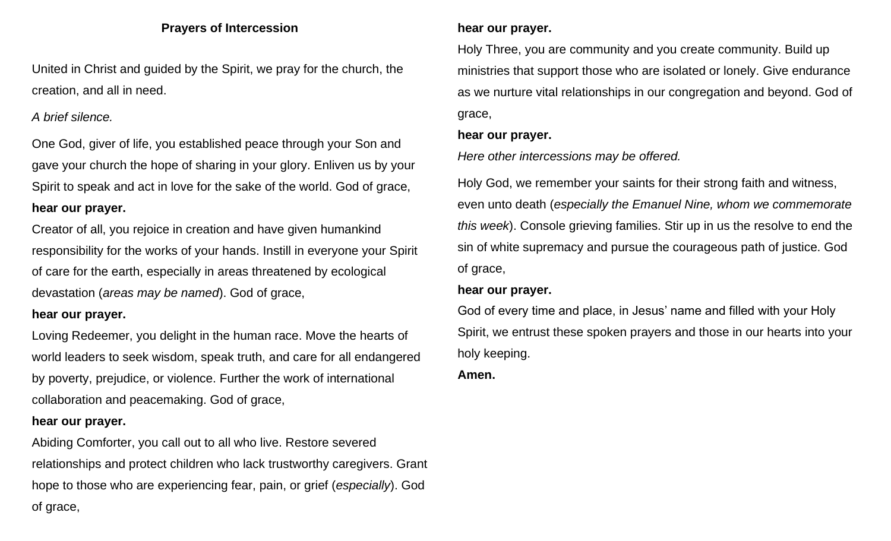**Prayers of Intercession**

United in Christ and guided by the Spirit, we pray for the church, the creation, and all in need.

*A brief silence.*

One God, giver of life, you established peace through your Son and gave your church the hope of sharing in your glory. Enliven us by your Spirit to speak and act in love for the sake of the world. God of grace,
**hear our prayer.**

Creator of all, you rejoice in creation and have given humankind responsibility for the works of your hands. Instill in everyone your Spirit of care for the earth, especially in areas threatened by ecological devastation (*areas may be named*). God of grace,
**hear our prayer.**

Loving Redeemer, you delight in the human race. Move the hearts of world leaders to seek wisdom, speak truth, and care for all endangered by poverty, prejudice, or violence. Further the work of international collaboration and peacemaking. God of grace,
**hear our prayer.**

Abiding Comforter, you call out to all who live. Restore severed relationships and protect children who lack trustworthy caregivers. Grant hope to those who are experiencing fear, pain, or grief (*especially*). God of grace,
**hear our prayer.**

Holy Three, you are community and you create community. Build up ministries that support those who are isolated or lonely. Give endurance as we nurture vital relationships in our congregation and beyond. God of grace,
**hear our prayer.**

*Here other intercessions may be offered.*

Holy God, we remember your saints for their strong faith and witness, even unto death (*especially the Emanuel Nine, whom we commemorate this week*). Console grieving families. Stir up in us the resolve to end the sin of white supremacy and pursue the courageous path of justice. God of grace,
**hear our prayer.**

God of every time and place, in Jesus' name and filled with your Holy Spirit, we entrust these spoken prayers and those in our hearts into your holy keeping.
**Amen.**